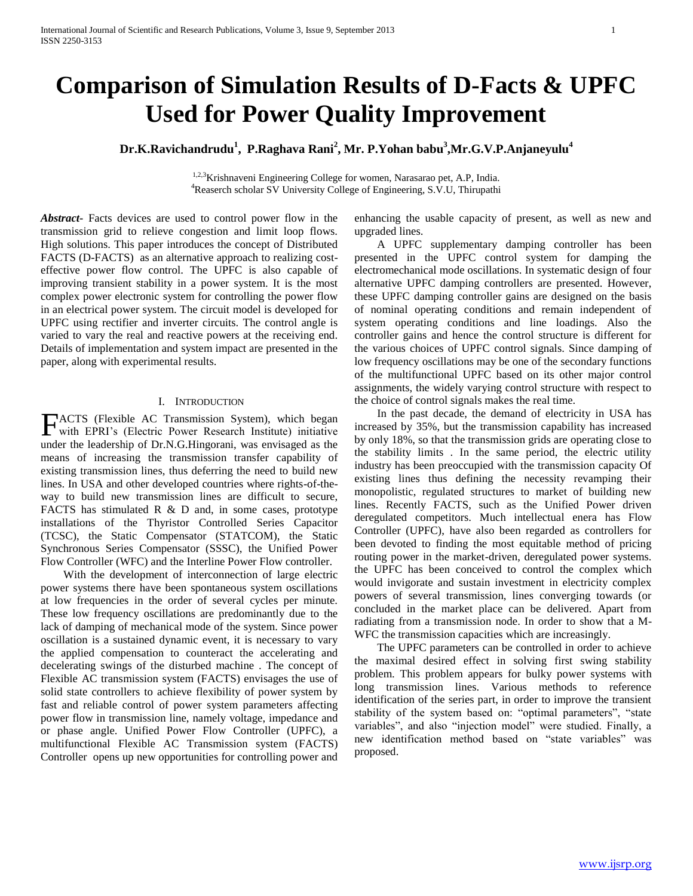# Comparison of Simulation Results of D-Facts & UPFC Used for Power Quality Improvement

**Dr.K.Ravichandrudu[1], P.Raghava Rani[2], Mr. P.Yohan babu[3],Mr.G.V.P.Anjaneyulu[4]**

[1,2,3]Krishnaveni Engineering College for women, Narasarao pet, A.P, India.
[4]Reaserch scholar SV University College of Engineering, S.V.U, Thirupathi

***Abstract-*** Facts devices are used to control power flow in the transmission grid to relieve congestion and limit loop flows. High solutions. This paper introduces the concept of Distributed FACTS (D-FACTS) as an alternative approach to realizing cost-effective power flow control. The UPFC is also capable of improving transient stability in a power system. It is the most complex power electronic system for controlling the power flow in an electrical power system. The circuit model is developed for UPFC using rectifier and inverter circuits. The control angle is varied to vary the real and reactive powers at the receiving end. Details of implementation and system impact are presented in the paper, along with experimental results.

## I. Introduction

FACTS (Flexible AC Transmission System), which began with EPRI's (Electric Power Research Institute) initiative under the leadership of Dr.N.G.Hingorani, was envisaged as the means of increasing the transmission transfer capability of existing transmission lines, thus deferring the need to build new lines. In USA and other developed countries where rights-of-the-way to build new transmission lines are difficult to secure, FACTS has stimulated R & D and, in some cases, prototype installations of the Thyristor Controlled Series Capacitor (TCSC), the Static Compensator (STATCOM), the Static Synchronous Series Compensator (SSSC), the Unified Power Flow Controller (WFC) and the Interline Power Flow controller.

With the development of interconnection of large electric power systems there have been spontaneous system oscillations at low frequencies in the order of several cycles per minute. These low frequency oscillations are predominantly due to the lack of damping of mechanical mode of the system. Since power oscillation is a sustained dynamic event, it is necessary to vary the applied compensation to counteract the accelerating and decelerating swings of the disturbed machine . The concept of Flexible AC transmission system (FACTS) envisages the use of solid state controllers to achieve flexibility of power system by fast and reliable control of power system parameters affecting power flow in transmission line, namely voltage, impedance and or phase angle. Unified Power Flow Controller (UPFC), a multifunctional Flexible AC Transmission system (FACTS) Controller opens up new opportunities for controlling power and enhancing the usable capacity of present, as well as new and upgraded lines.

A UPFC supplementary damping controller has been presented in the UPFC control system for damping the electromechanical mode oscillations. In systematic design of four alternative UPFC damping controllers are presented. However, these UPFC damping controller gains are designed on the basis of nominal operating conditions and remain independent of system operating conditions and line loadings. Also the controller gains and hence the control structure is different for the various choices of UPFC control signals. Since damping of low frequency oscillations may be one of the secondary functions of the multifunctional UPFC based on its other major control assignments, the widely varying control structure with respect to the choice of control signals makes the real time.

In the past decade, the demand of electricity in USA has increased by 35%, but the transmission capability has increased by only 18%, so that the transmission grids are operating close to the stability limits . In the same period, the electric utility industry has been preoccupied with the transmission capacity Of existing lines thus defining the necessity revamping their monopolistic, regulated structures to market of building new lines. Recently FACTS, such as the Unified Power driven deregulated competitors. Much intellectual enera has Flow Controller (UPFC), have also been regarded as controllers for been devoted to finding the most equitable method of pricing routing power in the market-driven, deregulated power systems. the UPFC has been conceived to control the complex which would invigorate and sustain investment in electricity complex powers of several transmission, lines converging towards (or concluded in the market place can be delivered. Apart from radiating from a transmission node. In order to show that a M-WFC the transmission capacities which are increasingly.

The UPFC parameters can be controlled in order to achieve the maximal desired effect in solving first swing stability problem. This problem appears for bulky power systems with long transmission lines. Various methods to reference identification of the series part, in order to improve the transient stability of the system based on: "optimal parameters", "state variables", and also "injection model" were studied. Finally, a new identification method based on "state variables" was proposed.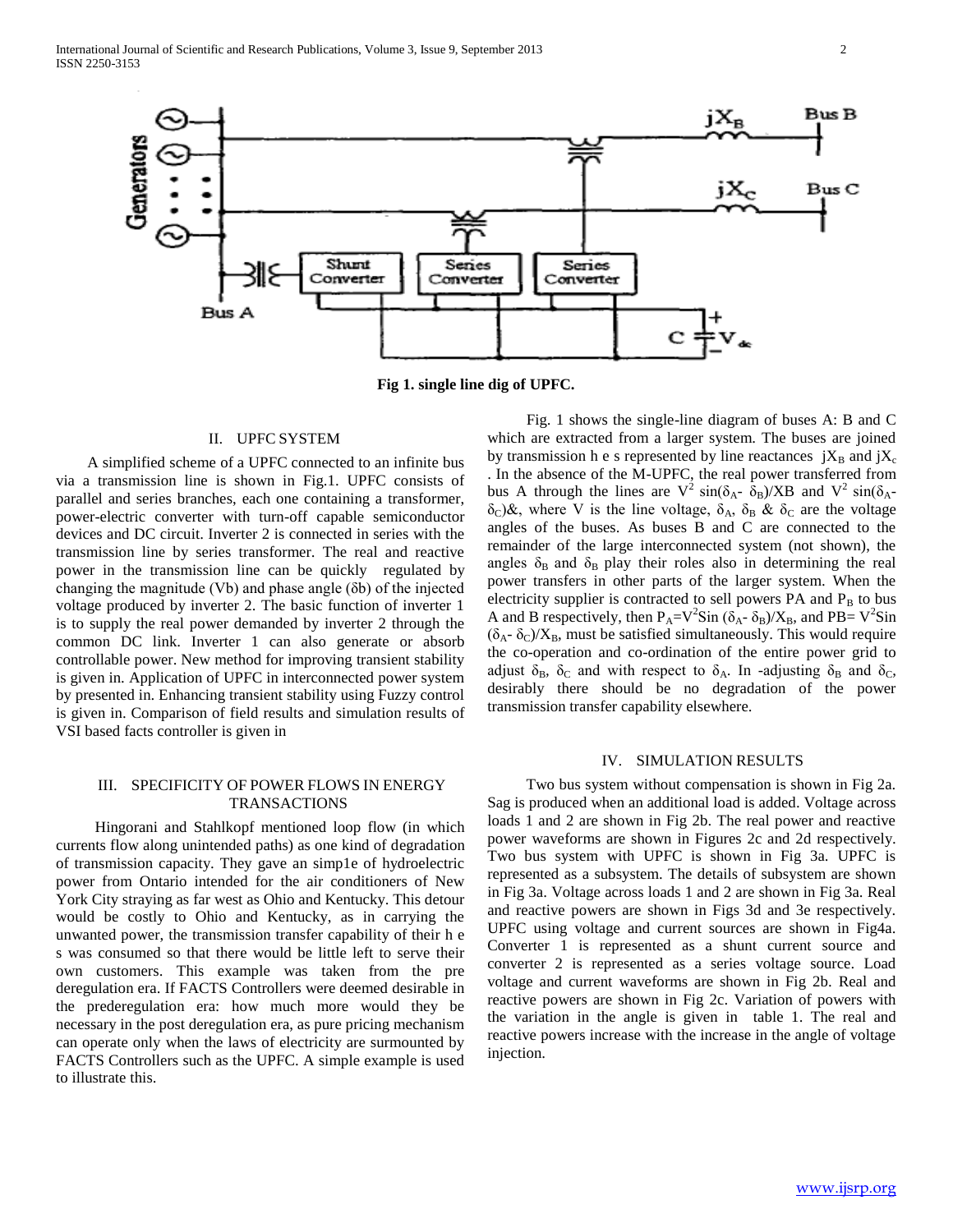Fig 1. single line dig of UPFC.

## II. UPFC SYSTEM

A simplified scheme of a UPFC connected to an infinite bus via a transmission line is shown in Fig.1. UPFC consists of parallel and series branches, each one containing a transformer, power-electric converter with turn-off capable semiconductor devices and DC circuit. Inverter 2 is connected in series with the transmission line by series transformer. The real and reactive power in the transmission line can be quickly regulated by changing the magnitude (Vb) and phase angle (δb) of the injected voltage produced by inverter 2. The basic function of inverter 1 is to supply the real power demanded by inverter 2 through the common DC link. Inverter 1 can also generate or absorb controllable power. New method for improving transient stability is given in. Application of UPFC in interconnected power system by presented in. Enhancing transient stability using Fuzzy control is given in. Comparison of field results and simulation results of VSI based facts controller is given in

## III. SPECIFICITY OF POWER FLOWS IN ENERGY TRANSACTIONS

Hingorani and Stahlkopf mentioned loop flow (in which currents flow along unintended paths) as one kind of degradation of transmission capacity. They gave an simp1e of hydroelectric power from Ontario intended for the air conditioners of New York City straying as far west as Ohio and Kentucky. This detour would be costly to Ohio and Kentucky, as in carrying the unwanted power, the transmission transfer capability of their h e s was consumed so that there would be little left to serve their own customers. This example was taken from the pre deregulation era. If FACTS Controllers were deemed desirable in the prederegulation era: how much more would they be necessary in the post deregulation era, as pure pricing mechanism can operate only when the laws of electricity are surmounted by FACTS Controllers such as the UPFC. A simple example is used to illustrate this.

Fig. 1 shows the single-line diagram of buses A: B and C which are extracted from a larger system. The buses are joined by transmission h e s represented by line reactances $jX_B$ and $jX_c$ . In the absence of the M-UPFC, the real power transferred from bus A through the lines are $V^2 \sin(\delta_A - \delta_B)/XB$ and $V^2 \sin(\delta_A - \delta_C)$&, where V is the line voltage, $\delta_A$, $\delta_B$ & $\delta_C$ are the voltage angles of the buses. As buses B and C are connected to the remainder of the large interconnected system (not shown), the angles $\delta_B$ and $\delta_B$ play their roles also in determining the real power transfers in other parts of the larger system. When the electricity supplier is contracted to sell powers PA and $P_B$ to bus A and B respectively, then $P_A = V^2 \text{Sin}(\delta_A - \delta_B)/X_B$, and $PB = V^2 \text{Sin}(\delta_A - \delta_C)/X_B$, must be satisfied simultaneously. This would require the co-operation and co-ordination of the entire power grid to adjust $\delta_B$, $\delta_C$ and with respect to $\delta_A$. In -adjusting $\delta_B$ and $\delta_C$, desirably there should be no degradation of the power transmission transfer capability elsewhere.

## IV. SIMULATION RESULTS

Two bus system without compensation is shown in Fig 2a. Sag is produced when an additional load is added. Voltage across loads 1 and 2 are shown in Fig 2b. The real power and reactive power waveforms are shown in Figures 2c and 2d respectively. Two bus system with UPFC is shown in Fig 3a. UPFC is represented as a subsystem. The details of subsystem are shown in Fig 3a. Voltage across loads 1 and 2 are shown in Fig 3a. Real and reactive powers are shown in Figs 3d and 3e respectively. UPFC using voltage and current sources are shown in Fig4a. Converter 1 is represented as a shunt current source and converter 2 is represented as a series voltage source. Load voltage and current waveforms are shown in Fig 2b. Real and reactive powers are shown in Fig 2c. Variation of powers with the variation in the angle is given in table 1. The real and reactive powers increase with the increase in the angle of voltage injection.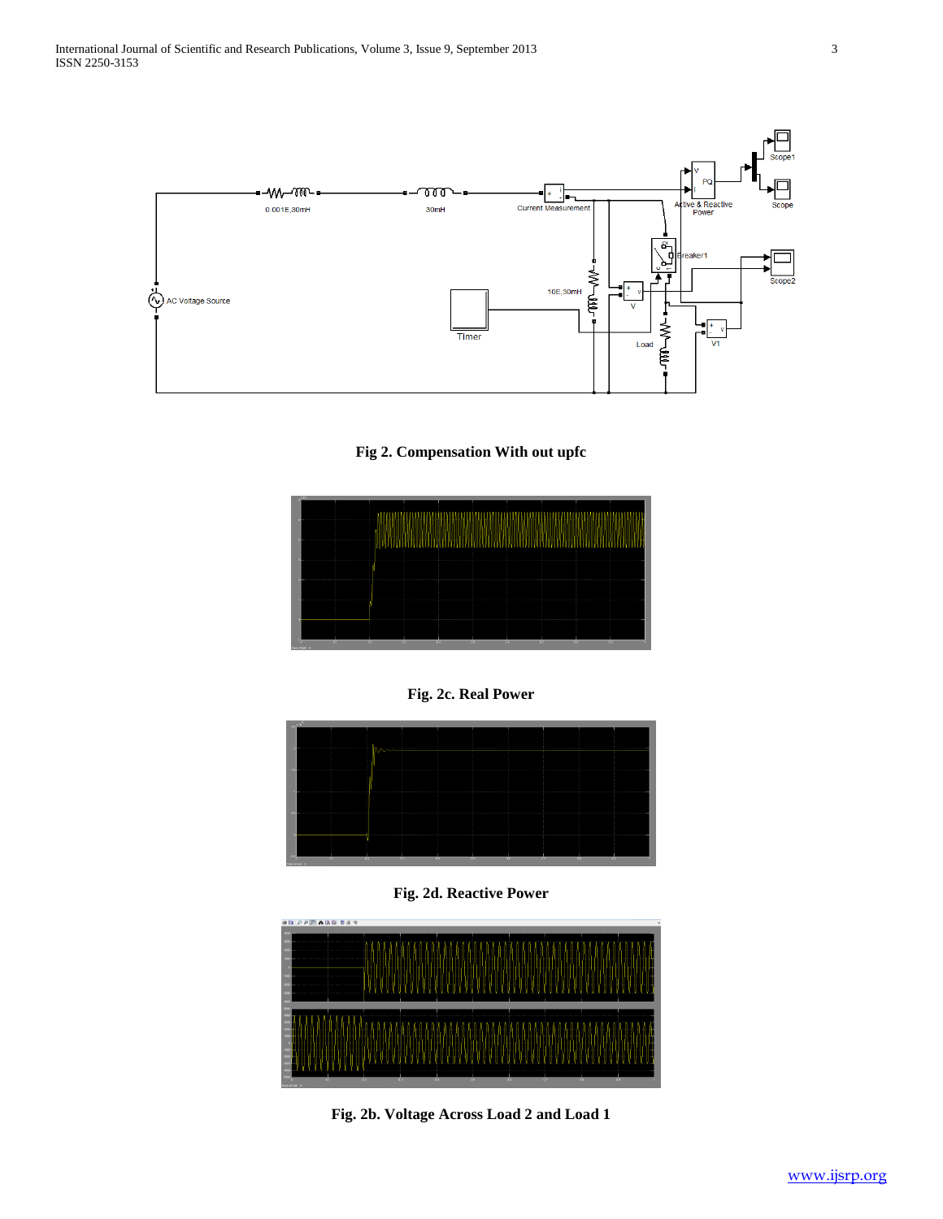**Fig 2. Compensation With out upfc**

**Fig. 2c. Real Power**

**Fig. 2d. Reactive Power**

**Fig. 2b. Voltage Across Load 2 and Load 1**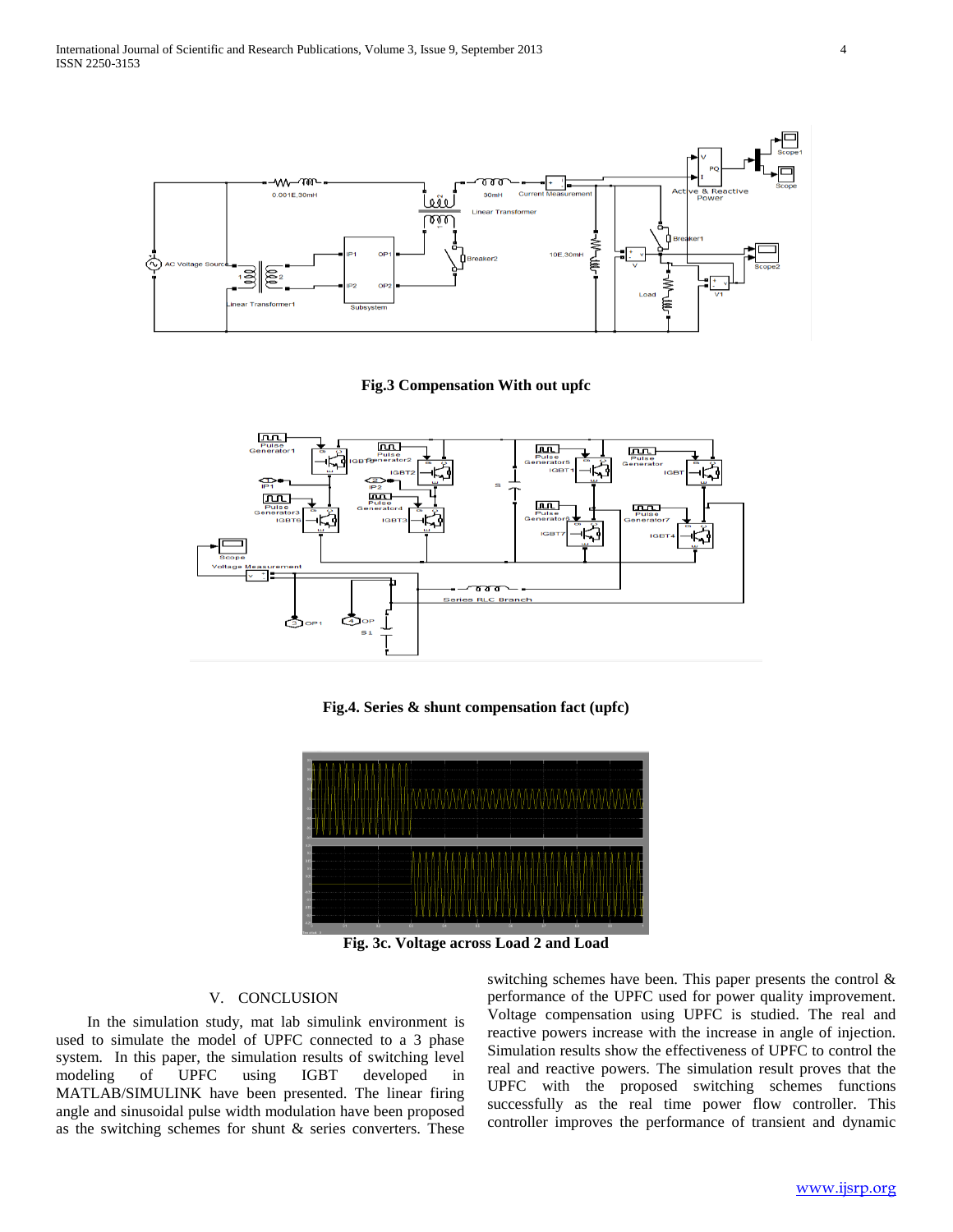Fig.3 Compensation With out upfc

Fig.4. Series & shunt compensation fact (upfc)

Fig. 3c. Voltage across Load 2 and Load

## V. CONCLUSION

In the simulation study, mat lab simulink environment is used to simulate the model of UPFC connected to a 3 phase system. In this paper, the simulation results of switching level modeling of UPFC using IGBT developed in MATLAB/SIMULINK have been presented. The linear firing angle and sinusoidal pulse width modulation have been proposed as the switching schemes for shunt & series converters. These switching schemes have been. This paper presents the control & performance of the UPFC used for power quality improvement. Voltage compensation using UPFC is studied. The real and reactive powers increase with the increase in angle of injection. Simulation results show the effectiveness of UPFC to control the real and reactive powers. The simulation result proves that the UPFC with the proposed switching schemes functions successfully as the real time power flow controller. This controller improves the performance of transient and dynamic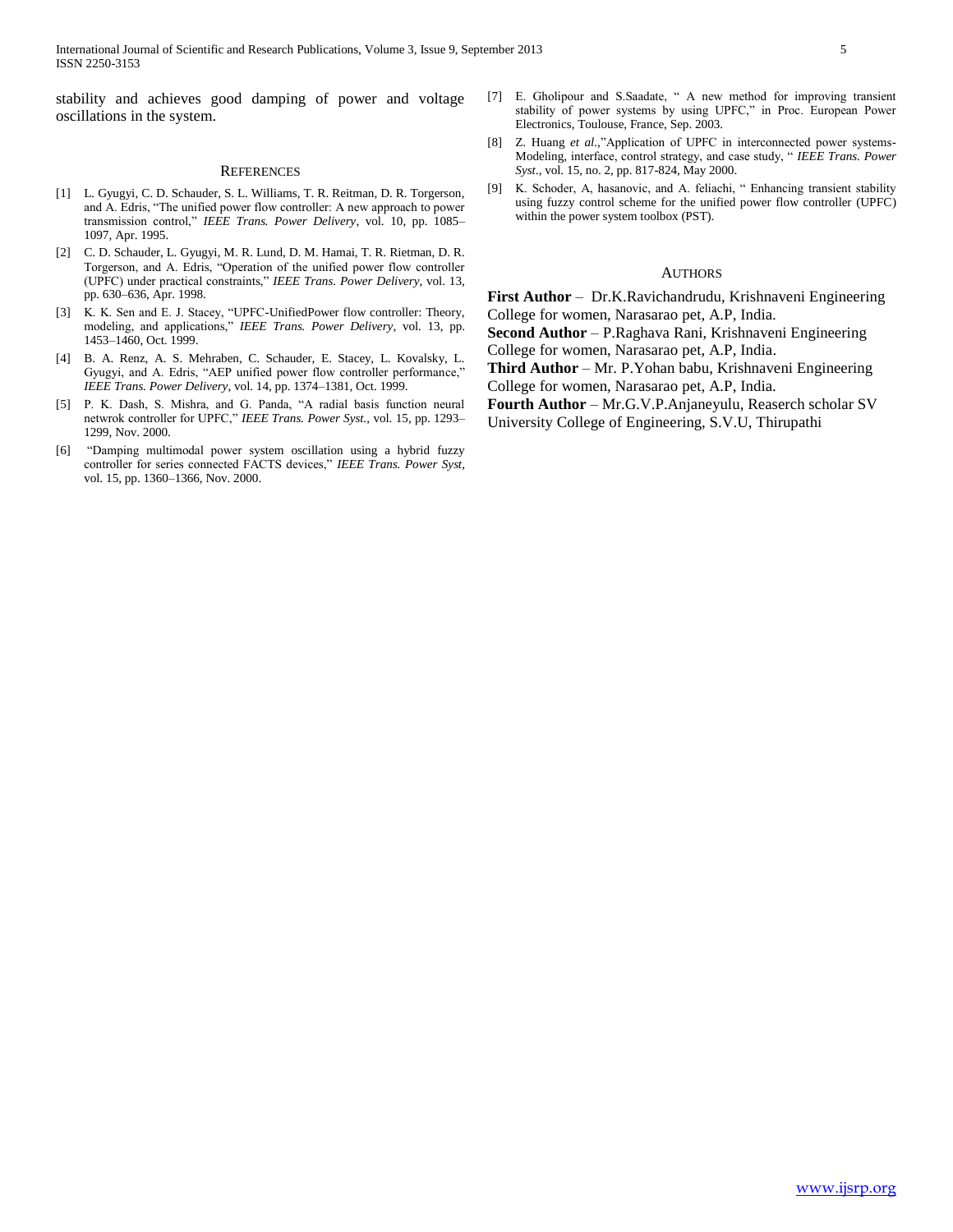stability and achieves good damping of power and voltage oscillations in the system.

## REFERENCES

[1] L. Gyugyi, C. D. Schauder, S. L. Williams, T. R. Reitman, D. R. Torgerson, and A. Edris, "The unified power flow controller: A new approach to power transmission control," *IEEE Trans. Power Delivery*, vol. 10, pp. 1085–1097, Apr. 1995.

[2] C. D. Schauder, L. Gyugyi, M. R. Lund, D. M. Hamai, T. R. Rietman, D. R. Torgerson, and A. Edris, "Operation of the unified power flow controller (UPFC) under practical constraints," *IEEE Trans. Power Delivery*, vol. 13, pp. 630–636, Apr. 1998.

[3] K. K. Sen and E. J. Stacey, "UPFC-UnifiedPower flow controller: Theory, modeling, and applications," *IEEE Trans. Power Delivery*, vol. 13, pp. 1453–1460, Oct. 1999.

[4] B. A. Renz, A. S. Mehraben, C. Schauder, E. Stacey, L. Kovalsky, L. Gyugyi, and A. Edris, "AEP unified power flow controller performance," *IEEE Trans. Power Delivery*, vol. 14, pp. 1374–1381, Oct. 1999.

[5] P. K. Dash, S. Mishra, and G. Panda, "A radial basis function neural netwrok controller for UPFC," *IEEE Trans. Power Syst.*, vol. 15, pp. 1293–1299, Nov. 2000.

[6] "Damping multimodal power system oscillation using a hybrid fuzzy controller for series connected FACTS devices," *IEEE Trans. Power Syst*, vol. 15, pp. 1360–1366, Nov. 2000.

[7] E. Gholipour and S.Saadate, " A new method for improving transient stability of power systems by using UPFC," in Proc. European Power Electronics, Toulouse, France, Sep. 2003.

[8] Z. Huang *et al.*,"Application of UPFC in interconnected power systems-Modeling, interface, control strategy, and case study, " *IEEE Trans. Power Syst.*, vol. 15, no. 2, pp. 817-824, May 2000.

[9] K. Schoder, A, hasanovic, and A. feliachi, " Enhancing transient stability using fuzzy control scheme for the unified power flow controller (UPFC) within the power system toolbox (PST).

## AUTHORS

**First Author** – Dr.K.Ravichandrudu, Krishnaveni Engineering College for women, Narasarao pet, A.P, India.

**Second Author** – P.Raghava Rani, Krishnaveni Engineering College for women, Narasarao pet, A.P, India.

**Third Author** – Mr. P.Yohan babu, Krishnaveni Engineering College for women, Narasarao pet, A.P, India.

**Fourth Author** – Mr.G.V.P.Anjaneyulu, Reaserch scholar SV University College of Engineering, S.V.U, Thirupathi